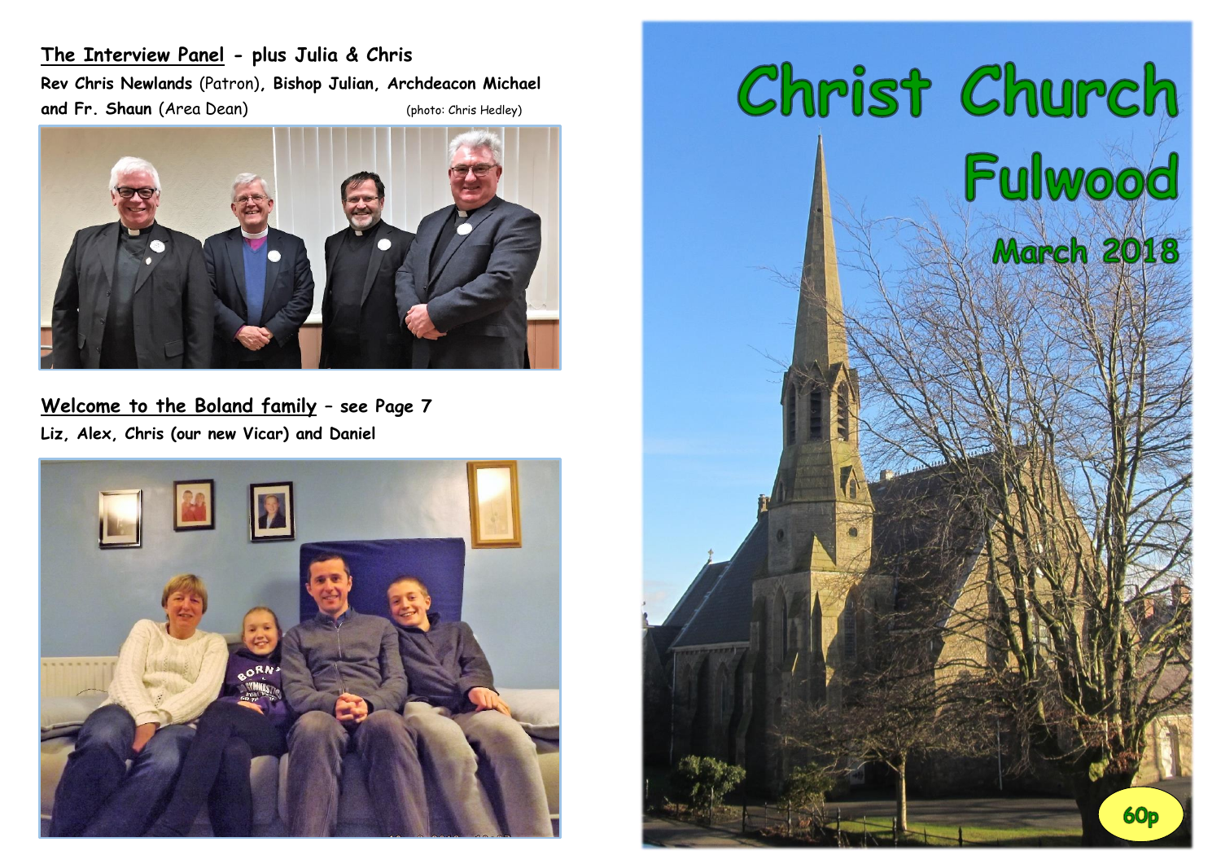**The Interview Panel - plus Julia & Chris**

**Rev Chris Newlands** (Patron), **Bishop Julian, Archdeacon Michael and Fr. Shaun** (Area Dean) (photo: Chris Hedley)

**Welcome to the Boland family – see Page 7**

**Liz, Alex, Chris (our new Vicar) and Daniel**

# Christ Church Fulwood

## March 2018

60p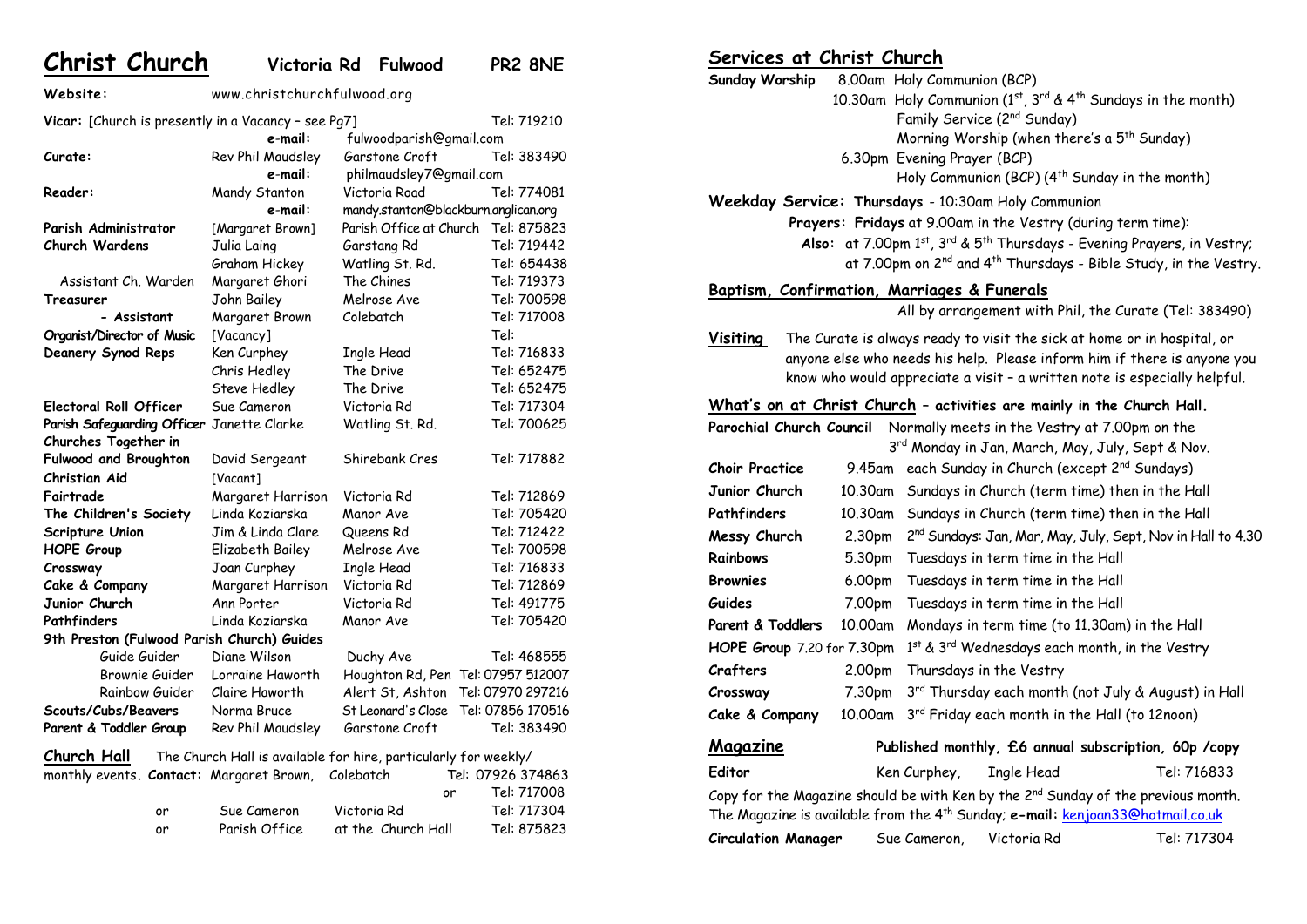# Christ Church Victoria Rd Fulwood PR2 8NE

**Website:** www.christchurchfulwood.org

| Role | Name | Address | Tel |
|---|---|---|---|
| **Vicar:** [Church is presently in a Vacancy – see Pg7] | | | Tel: 719210 |
| | **e-mail:** | fulwoodparish@gmail.com | |
| **Curate:** | Rev Phil Maudsley | Garstone Croft | Tel: 383490 |
| | **e-mail:** | philmaudsley7@gmail.com | |
| **Reader:** | Mandy Stanton | Victoria Road | Tel: 774081 |
| | **e-mail:** | mandy.stanton@blackburn.anglican.org | |
| **Parish Administrator** | [Margaret Brown] | Parish Office at Church | Tel: 875823 |
| **Church Wardens** | Julia Laing | Garstang Rd | Tel: 719442 |
| | Graham Hickey | Watling St. Rd. | Tel: 654438 |
| Assistant Ch. Warden | Margaret Ghori | The Chines | Tel: 719373 |
| **Treasurer** | John Bailey | Melrose Ave | Tel: 700598 |
| **- Assistant** | Margaret Brown | Colebatch | Tel: 717008 |
| **Organist/Director of Music** | [Vacancy] | | Tel: |
| **Deanery Synod Reps** | Ken Curphey | Ingle Head | Tel: 716833 |
| | Chris Hedley | The Drive | Tel: 652475 |
| | Steve Hedley | The Drive | Tel: 652475 |
| **Electoral Roll Officer** | Sue Cameron | Victoria Rd | Tel: 717304 |
| **Parish Safeguarding Officer** | Janette Clarke | Watling St. Rd. | Tel: 700625 |
| **Churches Together in Fulwood and Broughton** | David Sergeant | Shirebank Cres | Tel: 717882 |
| **Christian Aid** | [Vacant] | | |
| **Fairtrade** | Margaret Harrison | Victoria Rd | Tel: 712869 |
| **The Children's Society** | Linda Koziarska | Manor Ave | Tel: 705420 |
| **Scripture Union** | Jim & Linda Clare | Queens Rd | Tel: 712422 |
| **HOPE Group** | Elizabeth Bailey | Melrose Ave | Tel: 700598 |
| **Crossway** | Joan Curphey | Ingle Head | Tel: 716833 |
| **Cake & Company** | Margaret Harrison | Victoria Rd | Tel: 712869 |
| **Junior Church** | Ann Porter | Victoria Rd | Tel: 491775 |
| **Pathfinders** | Linda Koziarska | Manor Ave | Tel: 705420 |
| **9th Preston (Fulwood Parish Church) Guides** | | | |
| Guide Guider | Diane Wilson | Duchy Ave | Tel: 468555 |
| Brownie Guider | Lorraine Haworth | Houghton Rd, Pen | Tel: 07957 512007 |
| Rainbow Guider | Claire Haworth | Alert St, Ashton | Tel: 07970 297216 |
| **Scouts/Cubs/Beavers** | Norma Bruce | St Leonard's Close | Tel: 07856 170516 |
| **Parent & Toddler Group** | Rev Phil Maudsley | Garstone Croft | Tel: 383490 |

**Church Hall** The Church Hall is available for hire, particularly for weekly/monthly events. **Contact:** Margaret Brown, Colebatch Tel: 07926 374863 or Tel: 717008
or Sue Cameron Victoria Rd Tel: 717304
or Parish Office at the Church Hall Tel: 875823

## Services at Christ Church

**Sunday Worship**
- 8.00am Holy Communion (BCP)
- 10.30am Holy Communion (1st, 3rd & 4th Sundays in the month)
  - Family Service (2nd Sunday)
  - Morning Worship (when there's a 5th Sunday)
- 6.30pm Evening Prayer (BCP)
  - Holy Communion (BCP) (4th Sunday in the month)

**Weekday Service:** **Thursdays** - 10:30am Holy Communion

**Prayers:** **Fridays** at 9.00am in the Vestry (during term time):

**Also:** at 7.00pm 1st, 3rd & 5th Thursdays - Evening Prayers, in Vestry; at 7.00pm on 2nd and 4th Thursdays - Bible Study, in the Vestry.

**Baptism, Confirmation, Marriages & Funerals**

All by arrangement with Phil, the Curate (Tel: 383490)

**Visiting** The Curate is always ready to visit the sick at home or in hospital, or anyone else who needs his help. Please inform him if there is anyone you know who would appreciate a visit – a written note is especially helpful.

**What's on at Christ Church** – activities are mainly in the Church Hall.

**Parochial Church Council** Normally meets in the Vestry at 7.00pm on the 3rd Monday in Jan, March, May, July, Sept & Nov.

| Activity | Time | Details |
|---|---|---|
| **Choir Practice** | 9.45am | each Sunday in Church (except 2nd Sundays) |
| **Junior Church** | 10.30am | Sundays in Church (term time) then in the Hall |
| **Pathfinders** | 10.30am | Sundays in Church (term time) then in the Hall |
| **Messy Church** | 2.30pm | 2nd Sundays: Jan, Mar, May, July, Sept, Nov in Hall to 4.30 |
| **Rainbows** | 5.30pm | Tuesdays in term time in the Hall |
| **Brownies** | 6.00pm | Tuesdays in term time in the Hall |
| **Guides** | 7.00pm | Tuesdays in term time in the Hall |
| **Parent & Toddlers** | 10.00am | Mondays in term time (to 11.30am) in the Hall |
| **HOPE Group** | 7.20 for 7.30pm | 1st & 3rd Wednesdays each month, in the Vestry |
| **Crafters** | 2.00pm | Thursdays in the Vestry |
| **Crossway** | 7.30pm | 3rd Thursday each month (not July & August) in Hall |
| **Cake & Company** | 10.00am | 3rd Friday each month in the Hall (to 12noon) |

**Magazine** Published monthly, £6 annual subscription, 60p /copy

**Editor** Ken Curphey, Ingle Head Tel: 716833

Copy for the Magazine should be with Ken by the 2nd Sunday of the previous month. The Magazine is available from the 4th Sunday; **e-mail:** kenjoan33@hotmail.co.uk

**Circulation Manager** Sue Cameron, Victoria Rd Tel: 717304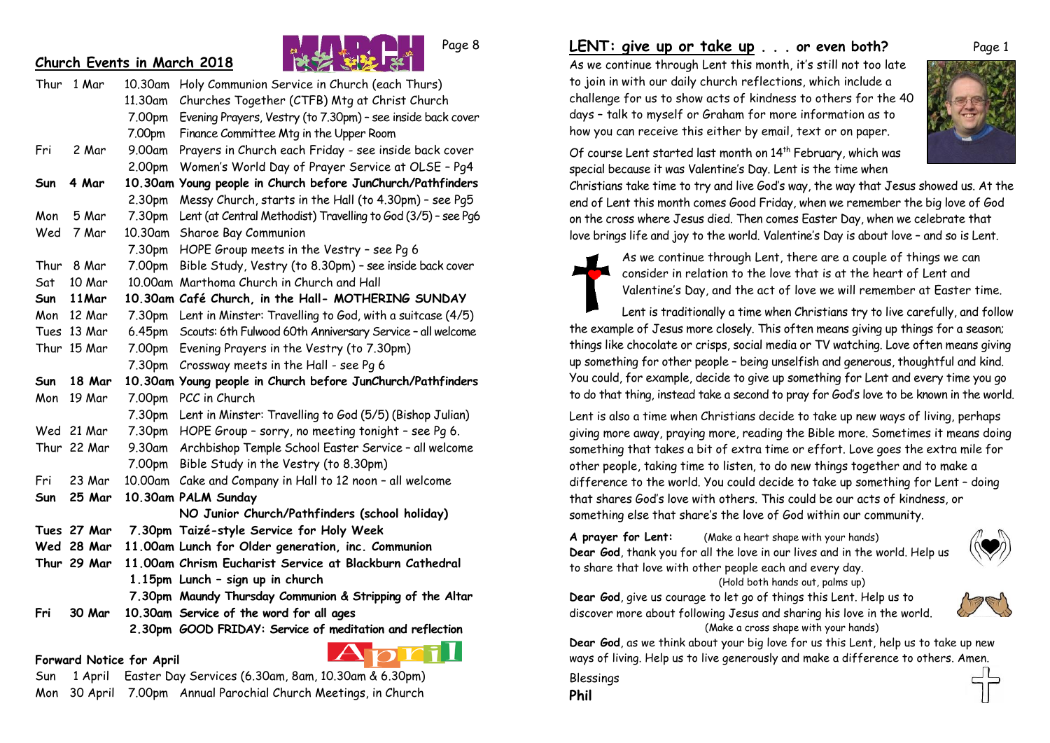## Church Events in March 2018

| | | | |
|---|---|---|---|
| Thur | 1 Mar | 10.30am | Holy Communion Service in Church (each Thurs) |
| | | 11.30am | Churches Together (CTFB) Mtg at Christ Church |
| | | 7.00pm | Evening Prayers, Vestry (to 7.30pm) – see inside back cover |
| | | 7.00pm | Finance Committee Mtg in the Upper Room |
| Fri | 2 Mar | 9.00am | Prayers in Church each Friday - see inside back cover |
| | | 2.00pm | Women's World Day of Prayer Service at OLSE – Pg4 |
| **Sun** | **4 Mar** | **10.30am** | **Young people in Church before JunChurch/Pathfinders** |
| | | 2.30pm | Messy Church, starts in the Hall (to 4.30pm) – see Pg5 |
| Mon | 5 Mar | 7.30pm | Lent (at Central Methodist) Travelling to God (3/5) – see Pg6 |
| Wed | 7 Mar | 10.30am | Sharoe Bay Communion |
| | | 7.30pm | HOPE Group meets in the Vestry – see Pg 6 |
| Thur | 8 Mar | 7.00pm | Bible Study, Vestry (to 8.30pm) – see inside back cover |
| Sat | 10 Mar | 10.00am | Marthoma Church in Church and Hall |
| **Sun** | **11Mar** | **10.30am** | **Café Church, in the Hall- MOTHERING SUNDAY** |
| Mon | 12 Mar | 7.30pm | Lent in Minster: Travelling to God, with a suitcase (4/5) |
| Tues | 13 Mar | 6.45pm | Scouts: 6th Fulwood 60th Anniversary Service – all welcome |
| Thur | 15 Mar | 7.00pm | Evening Prayers in the Vestry (to 7.30pm) |
| | | 7.30pm | Crossway meets in the Hall - see Pg 6 |
| **Sun** | **18 Mar** | **10.30am** | **Young people in Church before JunChurch/Pathfinders** |
| Mon | 19 Mar | 7.00pm | PCC in Church |
| | | 7.30pm | Lent in Minster: Travelling to God (5/5) (Bishop Julian) |
| Wed | 21 Mar | 7.30pm | HOPE Group – sorry, no meeting tonight – see Pg 6. |
| Thur | 22 Mar | 9.30am | Archbishop Temple School Easter Service – all welcome |
| | | 7.00pm | Bible Study in the Vestry (to 8.30pm) |
| Fri | 23 Mar | 10.00am | Cake and Company in Hall to 12 noon – all welcome |
| **Sun** | **25 Mar** | **10.30am** | **PALM Sunday** |
| | | | **NO Junior Church/Pathfinders (school holiday)** |
| **Tues** | **27 Mar** | **7.30pm** | **Taizé-style Service for Holy Week** |
| **Wed** | **28 Mar** | **11.00am** | **Lunch for Older generation, inc. Communion** |
| **Thur** | **29 Mar** | **11.00am** | **Chrism Eucharist Service at Blackburn Cathedral** |
| | | **1.15pm** | **Lunch – sign up in church** |
| | | **7.30pm** | **Maundy Thursday Communion & Stripping of the Altar** |
| **Fri** | **30 Mar** | **10.30am** | **Service of the word for all ages** |
| | | **2.30pm** | **GOOD FRIDAY: Service of meditation and reflection** |

**Forward Notice for April**

| | | | |
|---|---|---|---|
| Sun | 1 April | Easter Day Services (6.30am, 8am, 10.30am & 6.30pm) | |
| Mon | 30 April | 7.00pm | Annual Parochial Church Meetings, in Church |

## LENT: give up or take up . . . or even both?

As we continue through Lent this month, it's still not too late to join in with our daily church reflections, which include a challenge for us to show acts of kindness to others for the 40 days – talk to myself or Graham for more information as to how you can receive this either by email, text or on paper.

Of course Lent started last month on 14th February, which was special because it was Valentine's Day. Lent is the time when Christians take time to try and live God's way, the way that Jesus showed us. At the end of Lent this month comes Good Friday, when we remember the big love of God on the cross where Jesus died. Then comes Easter Day, when we celebrate that love brings life and joy to the world. Valentine's Day is about love – and so is Lent.

As we continue through Lent, there are a couple of things we can consider in relation to the love that is at the heart of Lent and Valentine's Day, and the act of love we will remember at Easter time.

Lent is traditionally a time when Christians try to live carefully, and follow the example of Jesus more closely. This often means giving up things for a season; things like chocolate or crisps, social media or TV watching. Love often means giving up something for other people – being unselfish and generous, thoughtful and kind. You could, for example, decide to give up something for Lent and every time you go to do that thing, instead take a second to pray for God's love to be known in the world.

Lent is also a time when Christians decide to take up new ways of living, perhaps giving more away, praying more, reading the Bible more. Sometimes it means doing something that takes a bit of extra time or effort. Love goes the extra mile for other people, taking time to listen, to do new things together and to make a difference to the world. You could decide to take up something for Lent – doing that shares God's love with others. This could be our acts of kindness, or something else that share's the love of God within our community.

**A prayer for Lent:** (Make a heart shape with your hands)
**Dear God**, thank you for all the love in our lives and in the world. Help us to share that love with other people each and every day.
(Hold both hands out, palms up)
**Dear God**, give us courage to let go of things this Lent. Help us to discover more about following Jesus and sharing his love in the world.
(Make a cross shape with your hands)
**Dear God**, as we think about your big love for us this Lent, help us to take up new ways of living. Help us to live generously and make a difference to others. Amen.

Blessings
**Phil**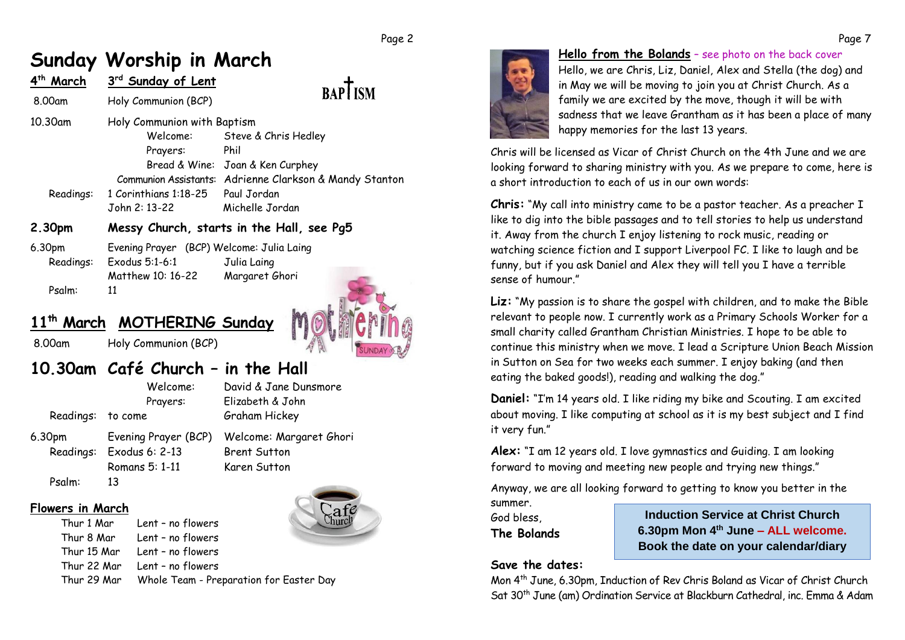# Sunday Worship in March

**4th March** **3rd Sunday of Lent**

BAPTISM

| | | |
|---|---|---|
| 8.00am | Holy Communion (BCP) | |
| 10.30am | Holy Communion with Baptism | |
| | Welcome: | Steve & Chris Hedley |
| | Prayers: | Phil |
| | Bread & Wine: | Joan & Ken Curphey |
| | Communion Assistants: | Adrienne Clarkson & Mandy Stanton |
| Readings: | 1 Corinthians 1:18-25 | Paul Jordan |
| | John 2: 13-22 | Michelle Jordan |

**2.30pm** **Messy Church, starts in the Hall, see Pg5**

| | | |
|---|---|---|
| 6.30pm | Evening Prayer (BCP) | Welcome: Julia Laing |
| Readings: | Exodus 5:1-6:1 | Julia Laing |
| | Matthew 10: 16-22 | Margaret Ghori |
| Psalm: | 11 | |

## 11th March MOTHERING Sunday

| | |
|---|---|
| 8.00am | Holy Communion (BCP) |

## 10.30am Café Church – in the Hall

| | | |
|---|---|---|
| | Welcome: | David & Jane Dunsmore |
| | Prayers: | Elizabeth & John |
| Readings: | to come | Graham Hickey |
| 6.30pm | Evening Prayer (BCP) | Welcome: Margaret Ghori |
| Readings: | Exodus 6: 2-13 | Brent Sutton |
| | Romans 5: 1-11 | Karen Sutton |
| Psalm: | 13 | |

### Flowers in March

| | |
|---|---|
| Thur 1 Mar | Lent – no flowers |
| Thur 8 Mar | Lent – no flowers |
| Thur 15 Mar | Lent – no flowers |
| Thur 22 Mar | Lent – no flowers |
| Thur 29 Mar | Whole Team - Preparation for Easter Day |

## Hello from the Bolands – see photo on the back cover

Hello, we are Chris, Liz, Daniel, Alex and Stella (the dog) and in May we will be moving to join you at Christ Church. As a family we are excited by the move, though it will be with sadness that we leave Grantham as it has been a place of many happy memories for the last 13 years.

Chris will be licensed as Vicar of Christ Church on the 4th June and we are looking forward to sharing ministry with you. As we prepare to come, here is a short introduction to each of us in our own words:

**Chris:** "My call into ministry came to be a pastor teacher. As a preacher I like to dig into the bible passages and to tell stories to help us understand it. Away from the church I enjoy listening to rock music, reading or watching science fiction and I support Liverpool FC. I like to laugh and be funny, but if you ask Daniel and Alex they will tell you I have a terrible sense of humour."

**Liz:** "My passion is to share the gospel with children, and to make the Bible relevant to people now. I currently work as a Primary Schools Worker for a small charity called Grantham Christian Ministries. I hope to be able to continue this ministry when we move. I lead a Scripture Union Beach Mission in Sutton on Sea for two weeks each summer. I enjoy baking (and then eating the baked goods!), reading and walking the dog."

**Daniel:** "I'm 14 years old. I like riding my bike and Scouting. I am excited about moving. I like computing at school as it is my best subject and I find it very fun."

**Alex:** "I am 12 years old. I love gymnastics and Guiding. I am looking forward to moving and meeting new people and trying new things."

Anyway, we are all looking forward to getting to know you better in the summer.

God bless,

**The Bolands**

**Induction Service at Christ Church**
**6.30pm Mon 4th June – ALL welcome.**
**Book the date on your calendar/diary**

**Save the dates:**

Mon 4th June, 6.30pm, Induction of Rev Chris Boland as Vicar of Christ Church

Sat 30th June (am) Ordination Service at Blackburn Cathedral, inc. Emma & Adam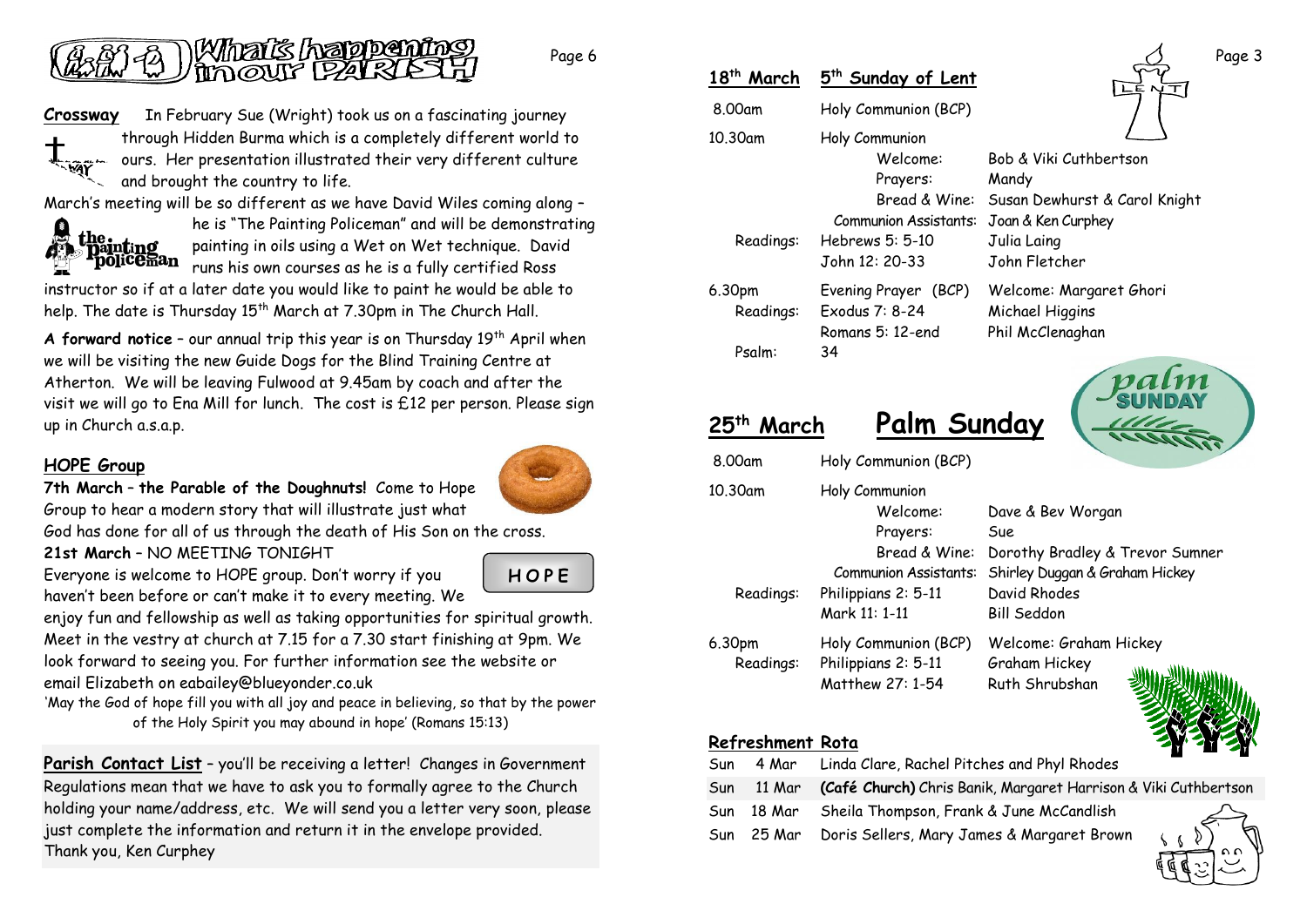# What's happening in our PARISH

**Crossway** In February Sue (Wright) took us on a fascinating journey through Hidden Burma which is a completely different world to ours. Her presentation illustrated their very different culture and brought the country to life.

March's meeting will be so different as we have David Wiles coming along – he is "The Painting Policeman" and will be demonstrating painting in oils using a Wet on Wet technique. David runs his own courses as he is a fully certified Ross instructor so if at a later date you would like to paint he would be able to help. The date is Thursday 15th March at 7.30pm in The Church Hall.

**A forward notice** – our annual trip this year is on Thursday 19th April when we will be visiting the new Guide Dogs for the Blind Training Centre at Atherton. We will be leaving Fulwood at 9.45am by coach and after the visit we will go to Ena Mill for lunch. The cost is £12 per person. Please sign up in Church a.s.a.p.

## HOPE Group

**7th March – the Parable of the Doughnuts!** Come to Hope Group to hear a modern story that will illustrate just what God has done for all of us through the death of His Son on the cross.

**21st March** – NO MEETING TONIGHT

Everyone is welcome to HOPE group. Don't worry if you haven't been before or can't make it to every meeting. We enjoy fun and fellowship as well as taking opportunities for spiritual growth. Meet in the vestry at church at 7.15 for a 7.30 start finishing at 9pm. We look forward to seeing you. For further information see the website or email Elizabeth on eabailey@blueyonder.co.uk

'May the God of hope fill you with all joy and peace in believing, so that by the power of the Holy Spirit you may abound in hope' (Romans 15:13)

**Parish Contact List** – you'll be receiving a letter! Changes in Government Regulations mean that we have to ask you to formally agree to the Church holding your name/address, etc. We will send you a letter very soon, please just complete the information and return it in the envelope provided.
Thank you, Ken Curphey

## 18th March — 5th Sunday of Lent

| | | |
|---|---|---|
| 8.00am | Holy Communion (BCP) | |
| 10.30am | Holy Communion | |
| | Welcome: | Bob & Viki Cuthbertson |
| | Prayers: | Mandy |
| | Bread & Wine: | Susan Dewhurst & Carol Knight |
| | Communion Assistants: | Joan & Ken Curphey |
| Readings: | Hebrews 5: 5-10 | Julia Laing |
| | John 12: 20-33 | John Fletcher |
| 6.30pm | Evening Prayer (BCP) | Welcome: Margaret Ghori |
| Readings: | Exodus 7: 8-24 | Michael Higgins |
| | Romans 5: 12-end | Phil McClenaghan |
| Psalm: | 34 | |

## 25th March — Palm Sunday

| | | |
|---|---|---|
| 8.00am | Holy Communion (BCP) | |
| 10.30am | Holy Communion | |
| | Welcome: | Dave & Bev Worgan |
| | Prayers: | Sue |
| | Bread & Wine: | Dorothy Bradley & Trevor Sumner |
| | Communion Assistants: | Shirley Duggan & Graham Hickey |
| Readings: | Philippians 2: 5-11 | David Rhodes |
| | Mark 11: 1-11 | Bill Seddon |
| 6.30pm | Holy Communion (BCP) | Welcome: Graham Hickey |
| Readings: | Philippians 2: 5-11 | Graham Hickey |
| | Matthew 27: 1-54 | Ruth Shrubshan |

## Refreshment Rota

| | | |
|---|---|---|
| Sun | 4 Mar | Linda Clare, Rachel Pitches and Phyl Rhodes |
| Sun | 11 Mar | **(Café Church)** Chris Banik, Margaret Harrison & Viki Cuthbertson |
| Sun | 18 Mar | Sheila Thompson, Frank & June McCandlish |
| Sun | 25 Mar | Doris Sellers, Mary James & Margaret Brown |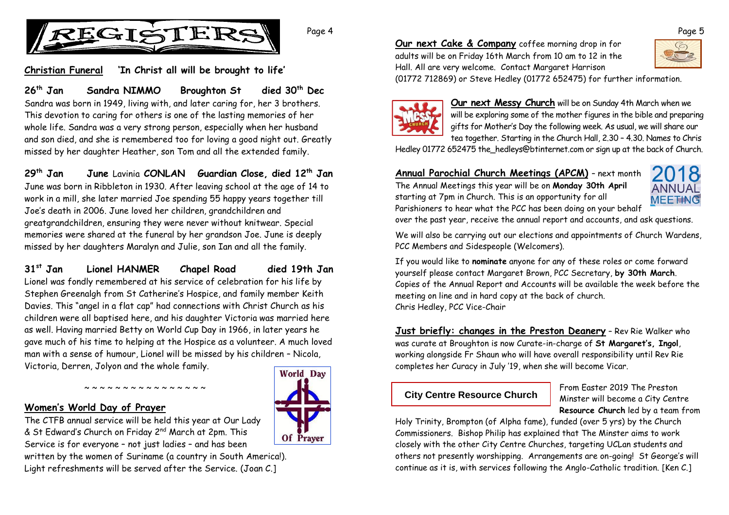# REGISTERS

## Christian Funeral 'In Christ all will be brought to life'

**26th Jan Sandra NIMMO Broughton St died 30th Dec**
Sandra was born in 1949, living with, and later caring for, her 3 brothers. This devotion to caring for others is one of the lasting memories of her whole life. Sandra was a very strong person, especially when her husband and son died, and she is remembered too for loving a good night out. Greatly missed by her daughter Heather, son Tom and all the extended family.

**29th Jan June** Lavinia **CONLAN Guardian Close, died 12th Jan**
June was born in Ribbleton in 1930. After leaving school at the age of 14 to work in a mill, she later married Joe spending 55 happy years together till Joe's death in 2006. June loved her children, grandchildren and greatgrandchildren, ensuring they were never without knitwear. Special memories were shared at the funeral by her grandson Joe. June is deeply missed by her daughters Maralyn and Julie, son Ian and all the family.

**31st Jan Lionel HANMER Chapel Road died 19th Jan**
Lionel was fondly remembered at his service of celebration for his life by Stephen Greenalgh from St Catherine's Hospice, and family member Keith Davies. This "angel in a flat cap" had connections with Christ Church as his children were all baptised here, and his daughter Victoria was married here as well. Having married Betty on World Cup Day in 1966, in later years he gave much of his time to helping at the Hospice as a volunteer. A much loved man with a sense of humour, Lionel will be missed by his children – Nicola, Victoria, Derren, Jolyon and the whole family.

~ ~ ~ ~ ~ ~ ~ ~ ~ ~ ~ ~ ~ ~ ~ ~

## Women's World Day of Prayer

The CTFB annual service will be held this year at Our Lady & St Edward's Church on Friday 2nd March at 2pm. This Service is for everyone – not just ladies – and has been written by the women of Suriname (a country in South America!). Light refreshments will be served after the Service. (Joan C.)

**Our next Cake & Company** coffee morning drop in for adults will be on Friday 16th March from 10 am to 12 in the Hall. All are very welcome. Contact Margaret Harrison (01772 712869) or Steve Hedley (01772 652475) for further information.

**Our next Messy Church** will be on Sunday 4th March when we will be exploring some of the mother figures in the bible and preparing gifts for Mother's Day the following week. As usual, we will share our tea together. Starting in the Church Hall, 2.30 – 4.30. Names to Chris Hedley 01772 652475 the_hedleys@btinternet.com or sign up at the back of Church.

## Annual Parochial Church Meetings (APCM) – next month

The Annual Meetings this year will be on **Monday 30th April** starting at 7pm in Church. This is an opportunity for all Parishioners to hear what the PCC has been doing on your behalf over the past year, receive the annual report and accounts, and ask questions.

We will also be carrying out our elections and appointments of Church Wardens, PCC Members and Sidespeople (Welcomers).

If you would like to **nominate** anyone for any of these roles or come forward yourself please contact Margaret Brown, PCC Secretary, **by 30th March**. Copies of the Annual Report and Accounts will be available the week before the meeting on line and in hard copy at the back of church.
Chris Hedley, PCC Vice-Chair

**Just briefly: changes in the Preston Deanery** – Rev Rie Walker who was curate at Broughton is now Curate-in-charge of **St Margaret's, Ingol**, working alongside Fr Shaun who will have overall responsibility until Rev Rie completes her Curacy in July '19, when she will become Vicar.

**City Centre Resource Church**

From Easter 2019 The Preston Minster will become a City Centre **Resource Church** led by a team from Holy Trinity, Brompton (of Alpha fame), funded (over 5 yrs) by the Church Commissioners. Bishop Philip has explained that The Minster aims to work closely with the other City Centre Churches, targeting UCLan students and others not presently worshipping. Arrangements are on-going! St George's will continue as it is, with services following the Anglo-Catholic tradition. [Ken C.]